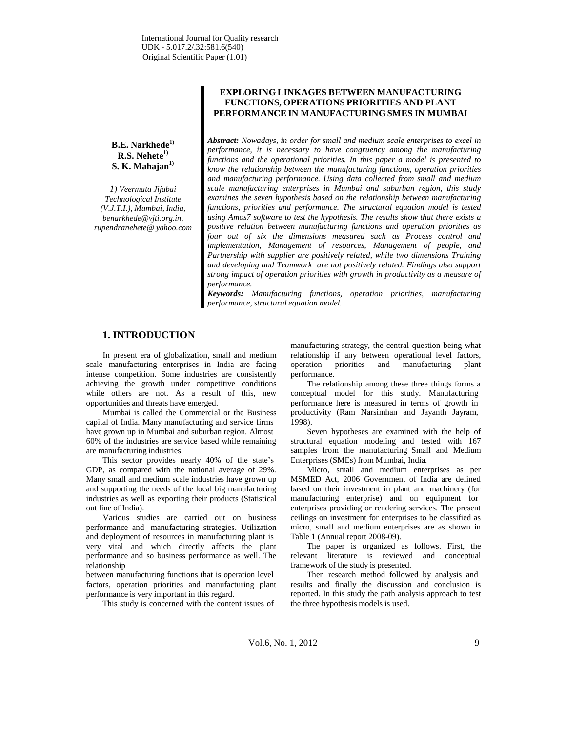International Journal for Quality research
UDK - 5.017.2/.32:581.6(540)
Original Scientific Paper (1.01)

# EXPLORING LINKAGES BETWEEN MANUFACTURING FUNCTIONS, OPERATIONS PRIORITIES AND PLANT PERFORMANCE IN MANUFACTURING SMES IN MUMBAI

**B.E. Narkhede[1)]**
**R.S. Nehete[1)]**
**S. K. Mahajan[1)]**

*1) Veermata Jijabai Technological Institute (V.J.T.I.), Mumbai, India, benarkhede@vjti.org.in, rupendranehete@ yahoo.com*

***Abstract:*** *Nowadays, in order for small and medium scale enterprises to excel in performance, it is necessary to have congruency among the manufacturing functions and the operational priorities. In this paper a model is presented to know the relationship between the manufacturing functions, operation priorities and manufacturing performance. Using data collected from small and medium scale manufacturing enterprises in Mumbai and suburban region, this study examines the seven hypothesis based on the relationship between manufacturing functions, priorities and performance. The structural equation model is tested using Amos7 software to test the hypothesis. The results show that there exists a positive relation between manufacturing functions and operation priorities as four out of six the dimensions measured such as Process control and implementation, Management of resources, Management of people, and Partnership with supplier are positively related, while two dimensions Training and developing and Teamwork are not positively related. Findings also support strong impact of operation priorities with growth in productivity as a measure of performance.*

***Keywords:*** *Manufacturing functions, operation priorities, manufacturing performance, structural equation model.*

## 1. INTRODUCTION

In present era of globalization, small and medium scale manufacturing enterprises in India are facing intense competition. Some industries are consistently achieving the growth under competitive conditions while others are not. As a result of this, new opportunities and threats have emerged.

Mumbai is called the Commercial or the Business capital of India. Many manufacturing and service firms have grown up in Mumbai and suburban region. Almost 60% of the industries are service based while remaining are manufacturing industries.

This sector provides nearly 40% of the state's GDP, as compared with the national average of 29%. Many small and medium scale industries have grown up and supporting the needs of the local big manufacturing industries as well as exporting their products (Statistical out line of India).

Various studies are carried out on business performance and manufacturing strategies. Utilization and deployment of resources in manufacturing plant is very vital and which directly affects the plant performance and so business performance as well. The relationship between manufacturing functions that is operation level factors, operation priorities and manufacturing plant performance is very important in this regard.

This study is concerned with the content issues of manufacturing strategy, the central question being what relationship if any between operational level factors, operation priorities and manufacturing plant performance.

The relationship among these three things forms a conceptual model for this study. Manufacturing performance here is measured in terms of growth in productivity (Ram Narsimhan and Jayanth Jayram, 1998).

Seven hypotheses are examined with the help of structural equation modeling and tested with 167 samples from the manufacturing Small and Medium Enterprises (SMEs) from Mumbai, India.

Micro, small and medium enterprises as per MSMED Act, 2006 Government of India are defined based on their investment in plant and machinery (for manufacturing enterprise) and on equipment for enterprises providing or rendering services. The present ceilings on investment for enterprises to be classified as micro, small and medium enterprises are as shown in Table 1 (Annual report 2008-09).

The paper is organized as follows. First, the relevant literature is reviewed and conceptual framework of the study is presented.

Then research method followed by analysis and results and finally the discussion and conclusion is reported. In this study the path analysis approach to test the three hypothesis models is used.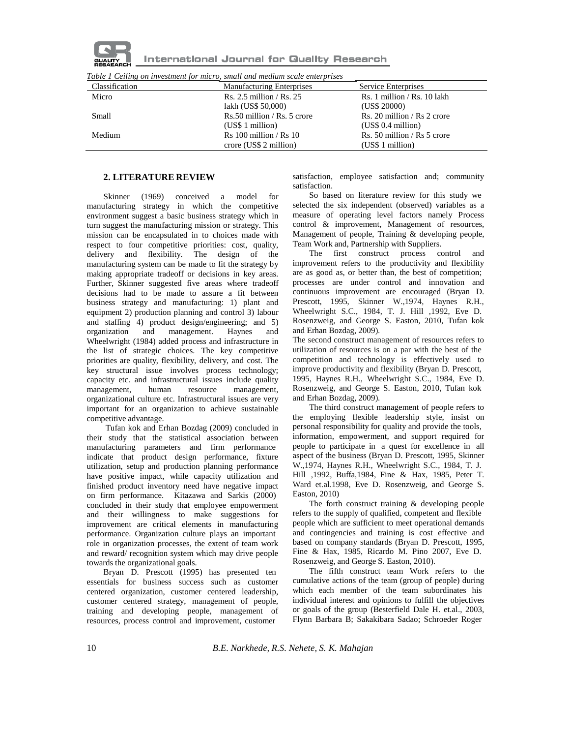*Table 1 Ceiling on investment for micro, small and medium scale enterprises*

| Classification | Manufacturing Enterprises | Service Enterprises |
|---|---|---|
| Micro | Rs. 2.5 million / Rs. 25 lakh (US$ 50,000) | Rs. 1 million / Rs. 10 lakh (US$ 20000) |
| Small | Rs.50 million / Rs. 5 crore (US$ 1 million) | Rs. 20 million / Rs 2 crore (US$ 0.4 million) |
| Medium | Rs 100 million / Rs 10 crore (US$ 2 million) | Rs. 50 million / Rs 5 crore (US$ 1 million) |

## 2. LITERATURE REVIEW

Skinner (1969) conceived a model for manufacturing strategy in which the competitive environment suggest a basic business strategy which in turn suggest the manufacturing mission or strategy. This mission can be encapsulated in to choices made with respect to four competitive priorities: cost, quality, delivery and flexibility. The design of the manufacturing system can be made to fit the strategy by making appropriate tradeoff or decisions in key areas. Further, Skinner suggested five areas where tradeoff decisions had to be made to assure a fit between business strategy and manufacturing: 1) plant and equipment 2) production planning and control 3) labour and staffing 4) product design/engineering; and 5) organization and management. Haynes and Wheelwright (1984) added process and infrastructure in the list of strategic choices. The key competitive priorities are quality, flexibility, delivery, and cost. The key structural issue involves process technology; capacity etc. and infrastructural issues include quality management, human resource management, organizational culture etc. Infrastructural issues are very important for an organization to achieve sustainable competitive advantage.

Tufan kok and Erhan Bozdag (2009) concluded in their study that the statistical association between manufacturing parameters and firm performance indicate that product design performance, fixture utilization, setup and production planning performance have positive impact, while capacity utilization and finished product inventory need have negative impact on firm performance. Kitazawa and Sarkis (2000) concluded in their study that employee empowerment and their willingness to make suggestions for improvement are critical elements in manufacturing performance. Organization culture plays an important role in organization processes, the extent of team work and reward/ recognition system which may drive people towards the organizational goals.

Bryan D. Prescott (1995) has presented ten essentials for business success such as customer centered organization, customer centered leadership, customer centered strategy, management of people, training and developing people, management of resources, process control and improvement, customer satisfaction, employee satisfaction and; community satisfaction.

So based on literature review for this study we selected the six independent (observed) variables as a measure of operating level factors namely Process control & improvement, Management of resources, Management of people, Training & developing people, Team Work and, Partnership with Suppliers.

The first construct process control and improvement refers to the productivity and flexibility are as good as, or better than, the best of competition; processes are under control and innovation and continuous improvement are encouraged (Bryan D. Prescott, 1995, Skinner W.,1974, Haynes R.H., Wheelwright S.C., 1984, T. J. Hill ,1992, Eve D. Rosenzweig, and George S. Easton, 2010, Tufan kok and Erhan Bozdag, 2009).

The second construct management of resources refers to utilization of resources is on a par with the best of the competition and technology is effectively used to improve productivity and flexibility (Bryan D. Prescott, 1995, Haynes R.H., Wheelwright S.C., 1984, Eve D. Rosenzweig, and George S. Easton, 2010, Tufan kok and Erhan Bozdag, 2009).

The third construct management of people refers to the employing flexible leadership style, insist on personal responsibility for quality and provide the tools, information, empowerment, and support required for people to participate in a quest for excellence in all aspect of the business (Bryan D. Prescott, 1995, Skinner W.,1974, Haynes R.H., Wheelwright S.C., 1984, T. J. Hill ,1992, Buffa,1984, Fine & Hax, 1985, Peter T. Ward et.al.1998, Eve D. Rosenzweig, and George S. Easton, 2010)

The forth construct training & developing people refers to the supply of qualified, competent and flexible people which are sufficient to meet operational demands and contingencies and training is cost effective and based on company standards (Bryan D. Prescott, 1995, Fine & Hax, 1985, Ricardo M. Pino 2007, Eve D. Rosenzweig, and George S. Easton, 2010).

The fifth construct team Work refers to the cumulative actions of the team (group of people) during which each member of the team subordinates his individual interest and opinions to fulfill the objectives or goals of the group (Besterfield Dale H. et.al., 2003, Flynn Barbara B; Sakakibara Sadao; Schroeder Roger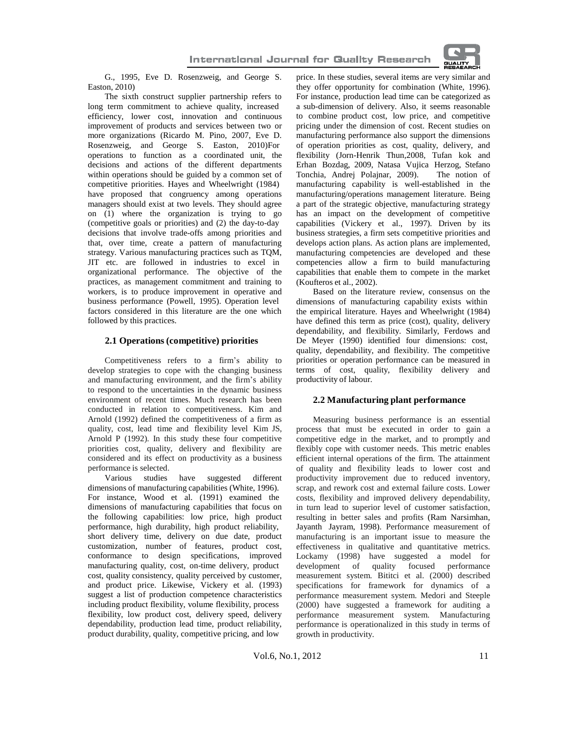G., 1995, Eve D. Rosenzweig, and George S. Easton, 2010)

The sixth construct supplier partnership refers to long term commitment to achieve quality, increased efficiency, lower cost, innovation and continuous improvement of products and services between two or more organizations (Ricardo M. Pino, 2007, Eve D. Rosenzweig, and George S. Easton, 2010)For operations to function as a coordinated unit, the decisions and actions of the different departments within operations should be guided by a common set of competitive priorities. Hayes and Wheelwright (1984) have proposed that congruency among operations managers should exist at two levels. They should agree on (1) where the organization is trying to go (competitive goals or priorities) and (2) the day-to-day decisions that involve trade-offs among priorities and that, over time, create a pattern of manufacturing strategy. Various manufacturing practices such as TQM, JIT etc. are followed in industries to excel in organizational performance. The objective of the practices, as management commitment and training to workers, is to produce improvement in operative and business performance (Powell, 1995). Operation level factors considered in this literature are the one which followed by this practices.

### 2.1 Operations (competitive) priorities

Competitiveness refers to a firm's ability to develop strategies to cope with the changing business and manufacturing environment, and the firm's ability to respond to the uncertainties in the dynamic business environment of recent times. Much research has been conducted in relation to competitiveness. Kim and Arnold (1992) defined the competitiveness of a firm as quality, cost, lead time and flexibility level Kim JS, Arnold P (1992). In this study these four competitive priorities cost, quality, delivery and flexibility are considered and its effect on productivity as a business performance is selected.

Various studies have suggested different dimensions of manufacturing capabilities (White, 1996). For instance, Wood et al. (1991) examined the dimensions of manufacturing capabilities that focus on the following capabilities: low price, high product performance, high durability, high product reliability, short delivery time, delivery on due date, product customization, number of features, product cost, conformance to design specifications, improved manufacturing quality, cost, on-time delivery, product cost, quality consistency, quality perceived by customer, and product price. Likewise, Vickery et al. (1993) suggest a list of production competence characteristics including product flexibility, volume flexibility, process flexibility, low product cost, delivery speed, delivery dependability, production lead time, product reliability, product durability, quality, competitive pricing, and low price. In these studies, several items are very similar and they offer opportunity for combination (White, 1996). For instance, production lead time can be categorized as a sub-dimension of delivery. Also, it seems reasonable to combine product cost, low price, and competitive pricing under the dimension of cost. Recent studies on manufacturing performance also support the dimensions of operation priorities as cost, quality, delivery, and flexibility (Jorn-Henrik Thun,2008, Tufan kok and Erhan Bozdag, 2009, Natasa Vujica Herzog, Stefano Tonchia, Andrej Polajnar, 2009). The notion of manufacturing capability is well-established in the manufacturing/operations management literature. Being a part of the strategic objective, manufacturing strategy has an impact on the development of competitive capabilities (Vickery et al., 1997). Driven by its business strategies, a firm sets competitive priorities and develops action plans. As action plans are implemented, manufacturing competencies are developed and these competencies allow a firm to build manufacturing capabilities that enable them to compete in the market (Koufteros et al., 2002).

Based on the literature review, consensus on the dimensions of manufacturing capability exists within the empirical literature. Hayes and Wheelwright (1984) have defined this term as price (cost), quality, delivery dependability, and flexibility. Similarly, Ferdows and De Meyer (1990) identified four dimensions: cost, quality, dependability, and flexibility. The competitive priorities or operation performance can be measured in terms of cost, quality, flexibility delivery and productivity of labour.

### 2.2 Manufacturing plant performance

Measuring business performance is an essential process that must be executed in order to gain a competitive edge in the market, and to promptly and flexibly cope with customer needs. This metric enables efficient internal operations of the firm. The attainment of quality and flexibility leads to lower cost and productivity improvement due to reduced inventory, scrap, and rework cost and external failure costs. Lower costs, flexibility and improved delivery dependability, in turn lead to superior level of customer satisfaction, resulting in better sales and profits (Ram Narsimhan, Jayanth Jayram, 1998). Performance measurement of manufacturing is an important issue to measure the effectiveness in qualitative and quantitative metrics. Lockamy (1998) have suggested a model for development of quality focused performance measurement system. Bititci et al. (2000) described specifications for framework for dynamics of a performance measurement system. Medori and Steeple (2000) have suggested a framework for auditing a performance measurement system. Manufacturing performance is operationalized in this study in terms of growth in productivity.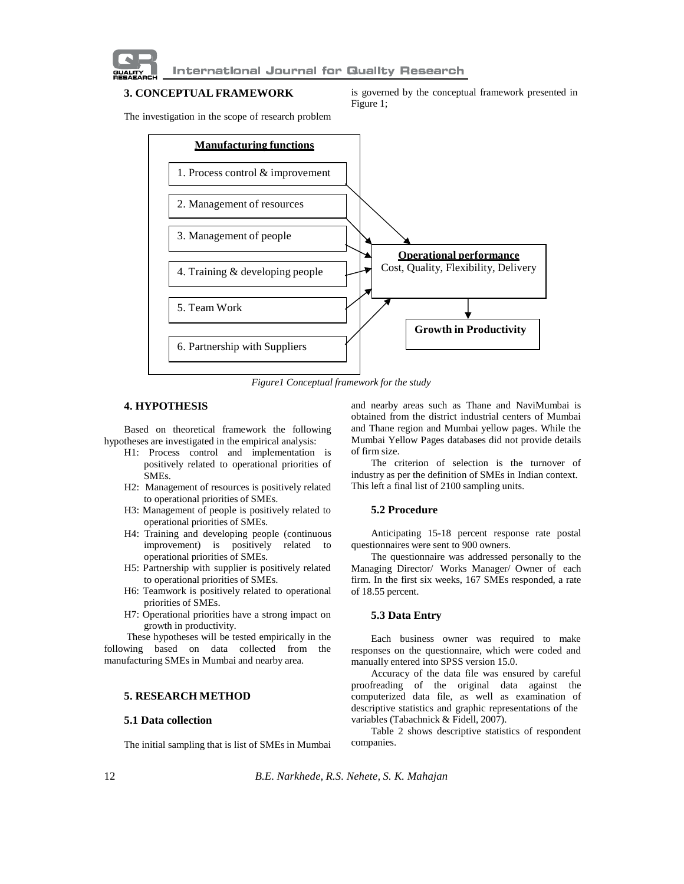## 3. CONCEPTUAL FRAMEWORK

The investigation in the scope of research problem is governed by the conceptual framework presented in Figure 1;

**Manufacturing functions**

1. Process control & improvement
2. Management of resources
3. Management of people
4. Training & developing people
5. Team Work
6. Partnership with Suppliers

**Operational performance**
Cost, Quality, Flexibility, Delivery

**Growth in Productivity**

*Figure1 Conceptual framework for the study*

## 4. HYPOTHESIS

Based on theoretical framework the following hypotheses are investigated in the empirical analysis:

- H1: Process control and implementation is positively related to operational priorities of SMEs.
- H2: Management of resources is positively related to operational priorities of SMEs.
- H3: Management of people is positively related to operational priorities of SMEs.
- H4: Training and developing people (continuous improvement) is positively related to operational priorities of SMEs.
- H5: Partnership with supplier is positively related to operational priorities of SMEs.
- H6: Teamwork is positively related to operational priorities of SMEs.
- H7: Operational priorities have a strong impact on growth in productivity.

These hypotheses will be tested empirically in the following based on data collected from the manufacturing SMEs in Mumbai and nearby area.

## 5. RESEARCH METHOD

### 5.1 Data collection

The initial sampling that is list of SMEs in Mumbai and nearby areas such as Thane and NaviMumbai is obtained from the district industrial centers of Mumbai and Thane region and Mumbai yellow pages. While the Mumbai Yellow Pages databases did not provide details of firm size.

The criterion of selection is the turnover of industry as per the definition of SMEs in Indian context. This left a final list of 2100 sampling units.

### 5.2 Procedure

Anticipating 15-18 percent response rate postal questionnaires were sent to 900 owners.

The questionnaire was addressed personally to the Managing Director/ Works Manager/ Owner of each firm. In the first six weeks, 167 SMEs responded, a rate of 18.55 percent.

### 5.3 Data Entry

Each business owner was required to make responses on the questionnaire, which were coded and manually entered into SPSS version 15.0.

Accuracy of the data file was ensured by careful proofreading of the original data against the computerized data file, as well as examination of descriptive statistics and graphic representations of the variables (Tabachnick & Fidell, 2007).

Table 2 shows descriptive statistics of respondent companies.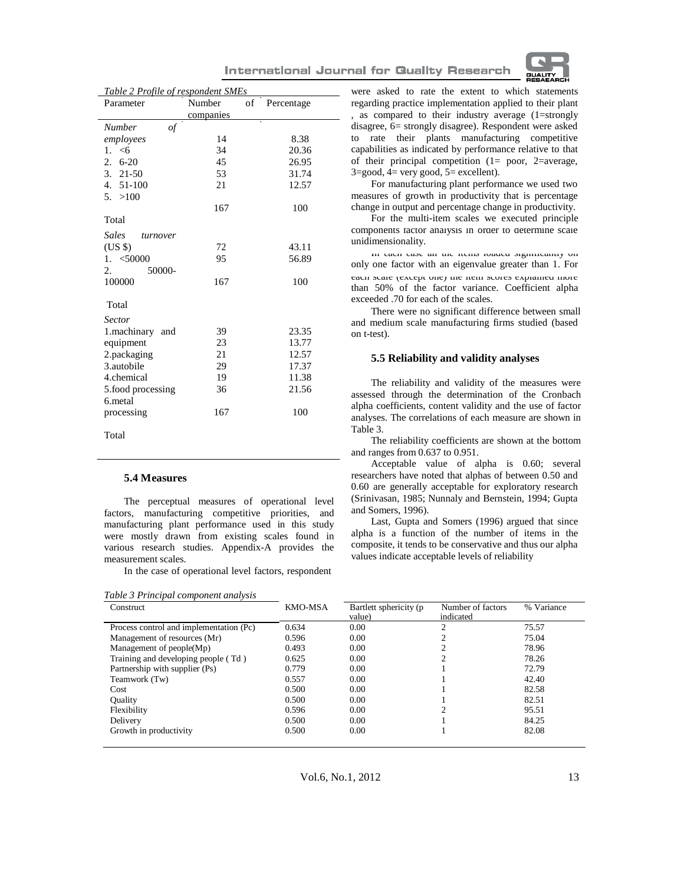*Table 2 Profile of respondent SMEs*

| Parameter | Number of companies | Percentage |
|---|---|---|
| *Number of employees* | | |
| 1. <6 | 14 | 8.38 |
| 2. 6-20 | 34 | 20.36 |
| 3. 21-50 | 45 | 26.95 |
| 4. 51-100 | 53 | 31.74 |
| 5. >100 | 21 | 12.57 |
| Total | 167 | 100 |
| *Sales turnover* (US $) | | |
| 1. <50000 | 72 | 43.11 |
| 2. 50000-100000 | 95 | 56.89 |
| Total | 167 | 100 |
| *Sector* | | |
| 1.machinary and equipment | 39 | 23.35 |
| 2.packaging | 23 | 13.77 |
| 3.autobile | 21 | 12.57 |
| 4.chemical | 29 | 17.37 |
| 5.food processing | 19 | 11.38 |
| 6.metal processing | 36 | 21.56 |
| Total | 167 | 100 |

### 5.4 Measures

The perceptual measures of operational level factors, manufacturing competitive priorities, and manufacturing plant performance used in this study were mostly drawn from existing scales found in various research studies. Appendix-A provides the measurement scales.

In the case of operational level factors, respondent were asked to rate the extent to which statements regarding practice implementation applied to their plant , as compared to their industry average (1=strongly disagree, 6= strongly disagree). Respondent were asked to rate their plants manufacturing competitive capabilities as indicated by performance relative to that of their principal competition (1= poor, 2=average, 3=good, 4= very good, 5= excellent).

For manufacturing plant performance we used two measures of growth in productivity that is percentage change in output and percentage change in productivity.

For the multi-item scales we executed principle components factor analysis in order to determine scale unidimensionality.

In each case all the items loaded significantly on only one factor with an eigenvalue greater than 1. For each scale (except one) the item scores explained more than 50% of the factor variance. Coefficient alpha exceeded .70 for each of the scales.

There were no significant difference between small and medium scale manufacturing firms studied (based on t-test).

### 5.5 Reliability and validity analyses

The reliability and validity of the measures were assessed through the determination of the Cronbach alpha coefficients, content validity and the use of factor analyses. The correlations of each measure are shown in Table 3.

The reliability coefficients are shown at the bottom and ranges from 0.637 to 0.951.

Acceptable value of alpha is 0.60; several researchers have noted that alphas of between 0.50 and 0.60 are generally acceptable for exploratory research (Srinivasan, 1985; Nunnaly and Bernstein, 1994; Gupta and Somers, 1996).

Last, Gupta and Somers (1996) argued that since alpha is a function of the number of items in the composite, it tends to be conservative and thus our alpha values indicate acceptable levels of reliability

*Table 3 Principal component analysis*

| Construct | KMO-MSA | Bartlett sphericity (p value) | Number of factors indicated | % Variance |
|---|---|---|---|---|
| Process control and implementation (Pc) | 0.634 | 0.00 | 2 | 75.57 |
| Management of resources (Mr) | 0.596 | 0.00 | 2 | 75.04 |
| Management of people(Mp) | 0.493 | 0.00 | 2 | 78.96 |
| Training and developing people ( Td ) | 0.625 | 0.00 | 2 | 78.26 |
| Partnership with supplier (Ps) | 0.779 | 0.00 | 1 | 72.79 |
| Teamwork (Tw) | 0.557 | 0.00 | 1 | 42.40 |
| Cost | 0.500 | 0.00 | 1 | 82.58 |
| Quality | 0.500 | 0.00 | 1 | 82.51 |
| Flexibility | 0.596 | 0.00 | 2 | 95.51 |
| Delivery | 0.500 | 0.00 | 1 | 84.25 |
| Growth in productivity | 0.500 | 0.00 | 1 | 82.08 |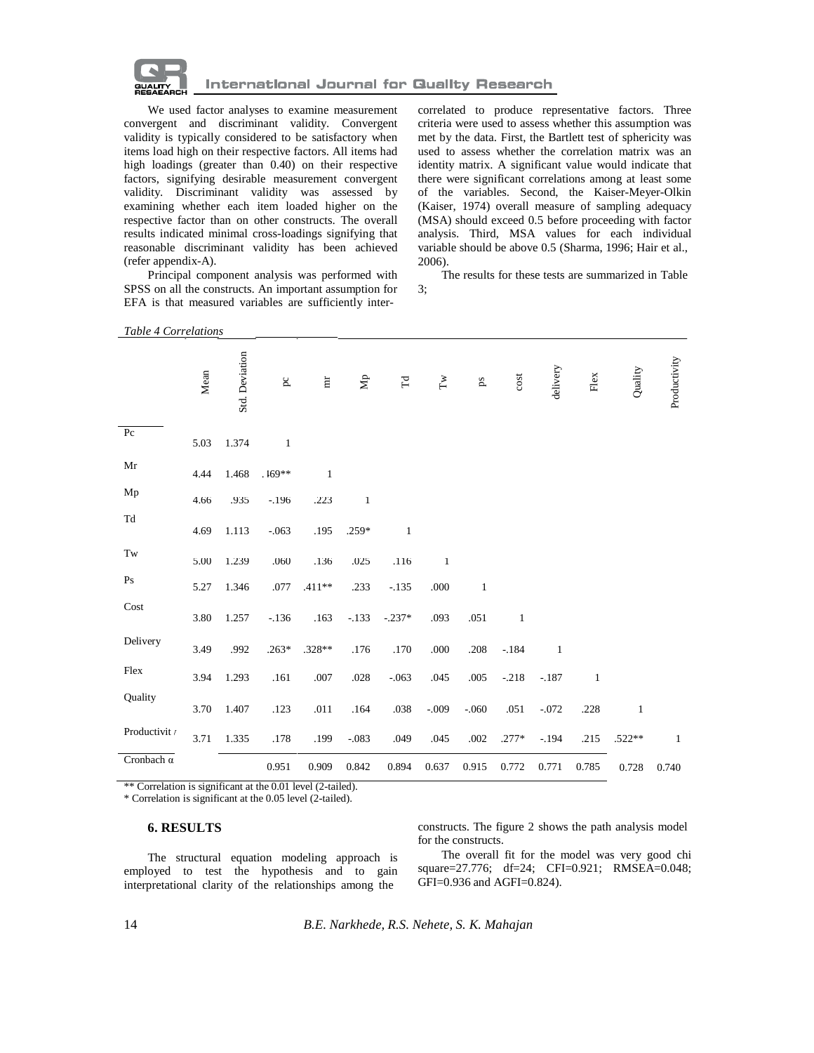We used factor analyses to examine measurement convergent and discriminant validity. Convergent validity is typically considered to be satisfactory when items load high on their respective factors. All items had high loadings (greater than 0.40) on their respective factors, signifying desirable measurement convergent validity. Discriminant validity was assessed by examining whether each item loaded higher on the respective factor than on other constructs. The overall results indicated minimal cross-loadings signifying that reasonable discriminant validity has been achieved (refer appendix-A).

Principal component analysis was performed with SPSS on all the constructs. An important assumption for EFA is that measured variables are sufficiently inter-correlated to produce representative factors. Three criteria were used to assess whether this assumption was met by the data. First, the Bartlett test of sphericity was used to assess whether the correlation matrix was an identity matrix. A significant value would indicate that there were significant correlations among at least some of the variables. Second, the Kaiser-Meyer-Olkin (Kaiser, 1974) overall measure of sampling adequacy (MSA) should exceed 0.5 before proceeding with factor analysis. Third, MSA values for each individual variable should be above 0.5 (Sharma, 1996; Hair et al., 2006).

The results for these tests are summarized in Table 3;

*Table 4 Correlations*

| | Mean | Std. Deviation | pc | mr | Mp | Td | Tw | ps | cost | delivery | Flex | Quality | Productivity |
|---|---|---|---|---|---|---|---|---|---|---|---|---|---|
| Pc | 5.03 | 1.374 | 1 | | | | | | | | | | |
| Mr | 4.44 | 1.468 | .169** | 1 | | | | | | | | | |
| Mp | 4.66 | .935 | -.196 | .223 | 1 | | | | | | | | |
| Td | 4.69 | 1.113 | -.063 | .195 | .259* | 1 | | | | | | | |
| Tw | 5.00 | 1.239 | .060 | .136 | .025 | .116 | 1 | | | | | | |
| Ps | 5.27 | 1.346 | .077 | .411** | .233 | -.135 | .000 | 1 | | | | | |
| Cost | 3.80 | 1.257 | -.136 | .163 | -.133 | -.237* | .093 | .051 | 1 | | | | |
| Delivery | 3.49 | .992 | .263* | .328** | .176 | .170 | .000 | .208 | -.184 | 1 | | | |
| Flex | 3.94 | 1.293 | .161 | .007 | .028 | -.063 | .045 | .005 | -.218 | -.187 | 1 | | |
| Quality | 3.70 | 1.407 | .123 | .011 | .164 | .038 | -.009 | -.060 | .051 | -.072 | .228 | 1 | |
| Productivity | 3.71 | 1.335 | .178 | .199 | -.083 | .049 | .045 | .002 | .277* | -.194 | .215 | .522** | 1 |
| Cronbach α | | | 0.951 | 0.909 | 0.842 | 0.894 | 0.637 | 0.915 | 0.772 | 0.771 | 0.785 | 0.728 | 0.740 |

** Correlation is significant at the 0.01 level (2-tailed).
* Correlation is significant at the 0.05 level (2-tailed).

## 6. RESULTS

The structural equation modeling approach is employed to test the hypothesis and to gain interpretational clarity of the relationships among the constructs. The figure 2 shows the path analysis model for the constructs.

The overall fit for the model was very good chi square=27.776; df=24; CFI=0.921; RMSEA=0.048; GFI=0.936 and AGFI=0.824).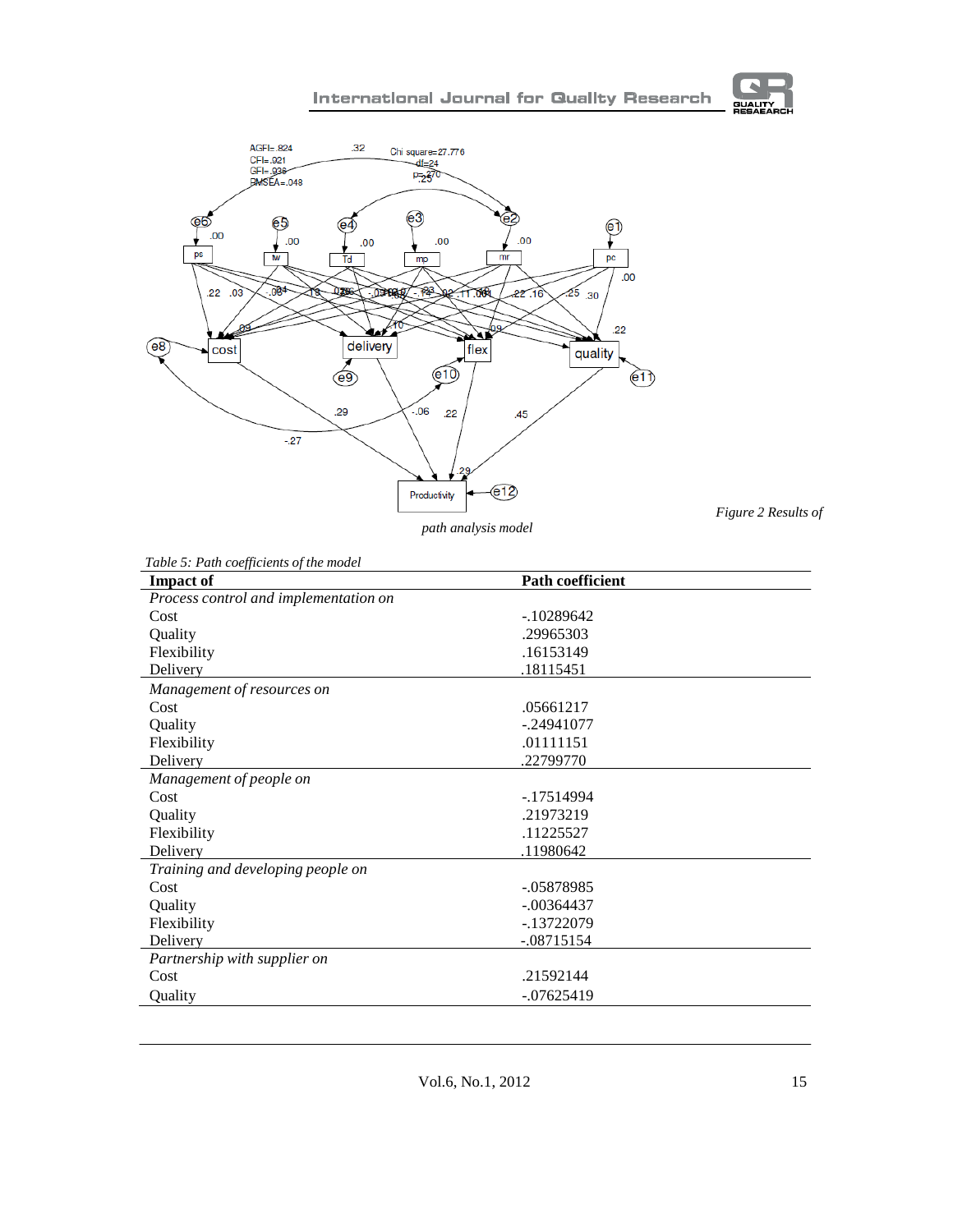Figure 2 Results of path analysis model

*Table 5: Path coefficients of the model*

| Impact of | Path coefficient |
|---|---|
| *Process control and implementation on* | |
| Cost | -.10289642 |
| Quality | .29965303 |
| Flexibility | .16153149 |
| Delivery | .18115451 |
| *Management of resources on* | |
| Cost | .05661217 |
| Quality | -.24941077 |
| Flexibility | .01111151 |
| Delivery | .22799770 |
| *Management of people on* | |
| Cost | -.17514994 |
| Quality | .21973219 |
| Flexibility | .11225527 |
| Delivery | .11980642 |
| *Training and developing people on* | |
| Cost | -.05878985 |
| Quality | -.00364437 |
| Flexibility | -.13722079 |
| Delivery | -.08715154 |
| *Partnership with supplier on* | |
| Cost | .21592144 |
| Quality | -.07625419 |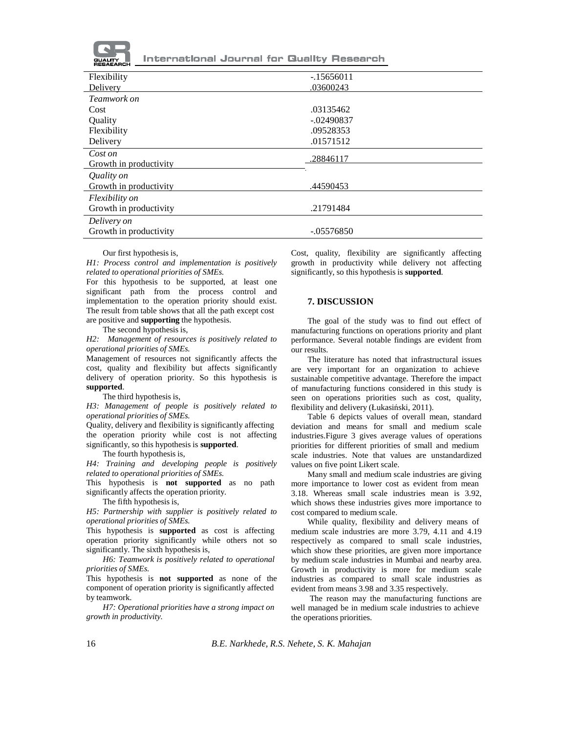| | |
|---|---|
| Flexibility | -.15656011 |
| Delivery | .03600243 |
| *Teamwork on* | |
| Cost | .03135462 |
| Quality | -.02490837 |
| Flexibility | .09528353 |
| Delivery | .01571512 |
| *Cost on* Growth in productivity | .28846117 |
| *Quality on* Growth in productivity | .44590453 |
| *Flexibility on* Growth in productivity | .21791484 |
| *Delivery on* Growth in productivity | -.05576850 |

Our first hypothesis is,

*H1: Process control and implementation is positively related to operational priorities of SMEs.*

For this hypothesis to be supported, at least one significant path from the process control and implementation to the operation priority should exist. The result from table shows that all the path except cost are positive and **supporting** the hypothesis.

The second hypothesis is,

*H2: Management of resources is positively related to operational priorities of SMEs.*

Management of resources not significantly affects the cost, quality and flexibility but affects significantly delivery of operation priority. So this hypothesis is **supported**.

The third hypothesis is,

*H3: Management of people is positively related to operational priorities of SMEs.*

Quality, delivery and flexibility is significantly affecting the operation priority while cost is not affecting significantly, so this hypothesis is **supported**.

The fourth hypothesis is,

*H4: Training and developing people is positively related to operational priorities of SMEs.*

This hypothesis is **not supported** as no path significantly affects the operation priority.

The fifth hypothesis is,

*H5: Partnership with supplier is positively related to operational priorities of SMEs.*

This hypothesis is **supported** as cost is affecting operation priority significantly while others not so significantly. The sixth hypothesis is,

*H6: Teamwork is positively related to operational priorities of SMEs.*

This hypothesis is **not supported** as none of the component of operation priority is significantly affected by teamwork.

*H7: Operational priorities have a strong impact on growth in productivity.*

Cost, quality, flexibility are significantly affecting growth in productivity while delivery not affecting significantly, so this hypothesis is **supported**.

## 7. DISCUSSION

The goal of the study was to find out effect of manufacturing functions on operations priority and plant performance. Several notable findings are evident from our results.

The literature has noted that infrastructural issues are very important for an organization to achieve sustainable competitive advantage. Therefore the impact of manufacturing functions considered in this study is seen on operations priorities such as cost, quality, flexibility and delivery (Łukasiński, 2011).

Table 6 depicts values of overall mean, standard deviation and means for small and medium scale industries.Figure 3 gives average values of operations priorities for different priorities of small and medium scale industries. Note that values are unstandardized values on five point Likert scale.

Many small and medium scale industries are giving more importance to lower cost as evident from mean 3.18. Whereas small scale industries mean is 3.92, which shows these industries gives more importance to cost compared to medium scale.

While quality, flexibility and delivery means of medium scale industries are more 3.79, 4.11 and 4.19 respectively as compared to small scale industries, which show these priorities, are given more importance by medium scale industries in Mumbai and nearby area. Growth in productivity is more for medium scale industries as compared to small scale industries as evident from means 3.98 and 3.35 respectively.

The reason may the manufacturing functions are well managed be in medium scale industries to achieve the operations priorities.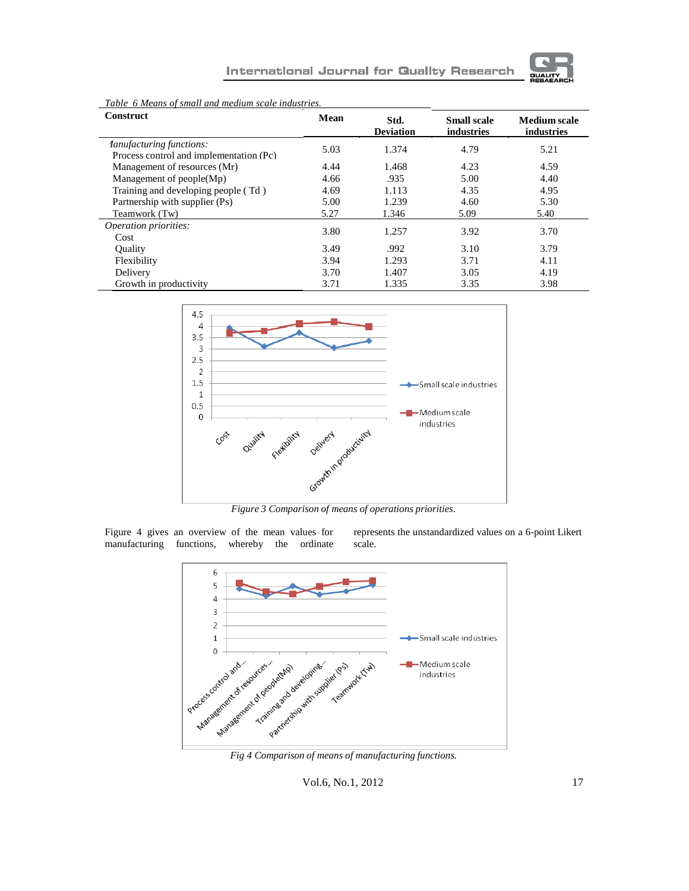*Table 6 Means of small and medium scale industries.*

| Construct | Mean | Std. Deviation | Small scale industries | Medium scale industries |
|---|---|---|---|---|
| *Manufacturing functions:* | | | | |
| Process control and implementation (Pc) | 5.03 | 1.374 | 4.79 | 5.21 |
| Management of resources (Mr) | 4.44 | 1.468 | 4.23 | 4.59 |
| Management of people(Mp) | 4.66 | .935 | 5.00 | 4.40 |
| Training and developing people ( Td ) | 4.69 | 1.113 | 4.35 | 4.95 |
| Partnership with supplier (Ps) | 5.00 | 1.239 | 4.60 | 5.30 |
| Teamwork (Tw) | 5.27 | 1.346 | 5.09 | 5.40 |
| *Operation priorities:* | | | | |
| Cost | 3.80 | 1.257 | 3.92 | 3.70 |
| Quality | 3.49 | .992 | 3.10 | 3.79 |
| Flexibility | 3.94 | 1.293 | 3.71 | 4.11 |
| Delivery | 3.70 | 1.407 | 3.05 | 4.19 |
| Growth in productivity | 3.71 | 1.335 | 3.35 | 3.98 |

*Figure 3 Comparison of means of operations priorities.*

Figure 4 gives an overview of the mean values for manufacturing functions, whereby the ordinate represents the unstandardized values on a 6-point Likert scale.

*Fig 4 Comparison of means of manufacturing functions.*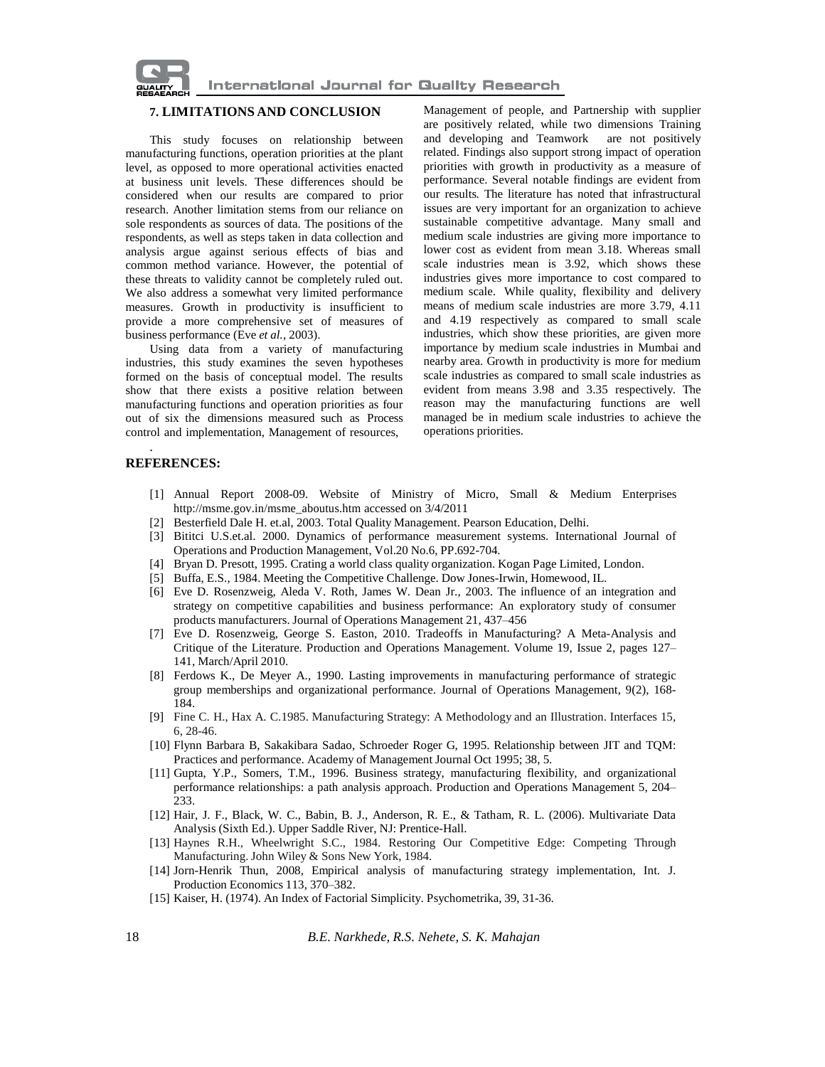## 7. LIMITATIONS AND CONCLUSION

This study focuses on relationship between manufacturing functions, operation priorities at the plant level, as opposed to more operational activities enacted at business unit levels. These differences should be considered when our results are compared to prior research. Another limitation stems from our reliance on sole respondents as sources of data. The positions of the respondents, as well as steps taken in data collection and analysis argue against serious effects of bias and common method variance. However, the potential of these threats to validity cannot be completely ruled out. We also address a somewhat very limited performance measures. Growth in productivity is insufficient to provide a more comprehensive set of measures of business performance (Eve *et al.*, 2003).

Using data from a variety of manufacturing industries, this study examines the seven hypotheses formed on the basis of conceptual model. The results show that there exists a positive relation between manufacturing functions and operation priorities as four out of six the dimensions measured such as Process control and implementation, Management of resources, Management of people, and Partnership with supplier are positively related, while two dimensions Training and developing and Teamwork are not positively related. Findings also support strong impact of operation priorities with growth in productivity as a measure of performance. Several notable findings are evident from our results. The literature has noted that infrastructural issues are very important for an organization to achieve sustainable competitive advantage. Many small and medium scale industries are giving more importance to lower cost as evident from mean 3.18. Whereas small scale industries mean is 3.92, which shows these industries gives more importance to cost compared to medium scale. While quality, flexibility and delivery means of medium scale industries are more 3.79, 4.11 and 4.19 respectively as compared to small scale industries, which show these priorities, are given more importance by medium scale industries in Mumbai and nearby area. Growth in productivity is more for medium scale industries as compared to small scale industries as evident from means 3.98 and 3.35 respectively. The reason may the manufacturing functions are well managed be in medium scale industries to achieve the operations priorities.

## REFERENCES:

[1] Annual Report 2008-09. Website of Ministry of Micro, Small & Medium Enterprises http://msme.gov.in/msme_aboutus.htm accessed on 3/4/2011

[2] Besterfield Dale H. et.al, 2003. Total Quality Management. Pearson Education, Delhi.

[3] Bititci U.S.et.al. 2000. Dynamics of performance measurement systems. International Journal of Operations and Production Management, Vol.20 No.6, PP.692-704.

[4] Bryan D. Presott, 1995. Crating a world class quality organization. Kogan Page Limited, London.

[5] Buffa, E.S., 1984. Meeting the Competitive Challenge. Dow Jones-Irwin, Homewood, IL.

[6] Eve D. Rosenzweig, Aleda V. Roth, James W. Dean Jr., 2003. The influence of an integration and strategy on competitive capabilities and business performance: An exploratory study of consumer products manufacturers. Journal of Operations Management 21, 437–456

[7] Eve D. Rosenzweig, George S. Easton, 2010. Tradeoffs in Manufacturing? A Meta-Analysis and Critique of the Literature. Production and Operations Management. Volume 19, Issue 2, pages 127–141, March/April 2010.

[8] Ferdows K., De Meyer A., 1990. Lasting improvements in manufacturing performance of strategic group memberships and organizational performance. Journal of Operations Management, 9(2), 168-184.

[9] Fine C. H., Hax A. C.1985. Manufacturing Strategy: A Methodology and an Illustration. Interfaces 15, 6, 28-46.

[10] Flynn Barbara B, Sakakibara Sadao, Schroeder Roger G, 1995. Relationship between JIT and TQM: Practices and performance. Academy of Management Journal Oct 1995; 38, 5.

[11] Gupta, Y.P., Somers, T.M., 1996. Business strategy, manufacturing flexibility, and organizational performance relationships: a path analysis approach. Production and Operations Management 5, 204–233.

[12] Hair, J. F., Black, W. C., Babin, B. J., Anderson, R. E., & Tatham, R. L. (2006). Multivariate Data Analysis (Sixth Ed.). Upper Saddle River, NJ: Prentice-Hall.

[13] Haynes R.H., Wheelwright S.C., 1984. Restoring Our Competitive Edge: Competing Through Manufacturing. John Wiley & Sons New York, 1984.

[14] Jorn-Henrik Thun, 2008, Empirical analysis of manufacturing strategy implementation, Int. J. Production Economics 113, 370–382.

[15] Kaiser, H. (1974). An Index of Factorial Simplicity. Psychometrika, 39, 31-36.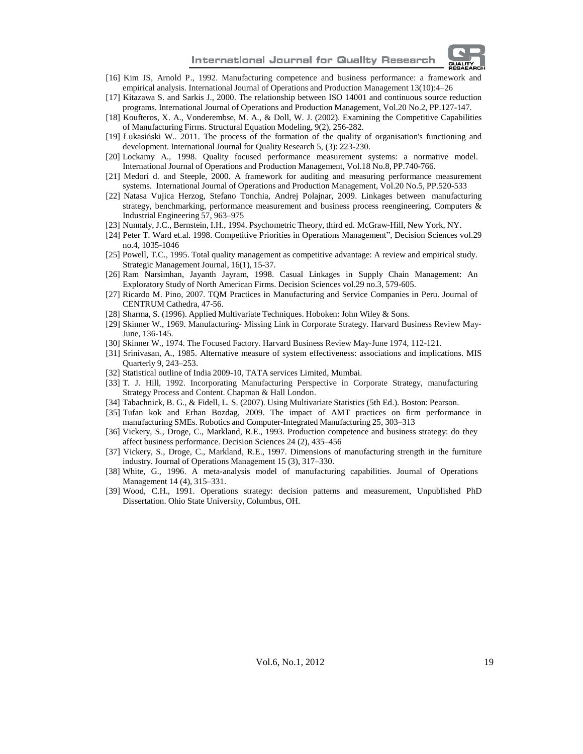[16] Kim JS, Arnold P., 1992. Manufacturing competence and business performance: a framework and empirical analysis. International Journal of Operations and Production Management 13(10):4–26

[17] Kitazawa S. and Sarkis J., 2000. The relationship between ISO 14001 and continuous source reduction programs. International Journal of Operations and Production Management, Vol.20 No.2, PP.127-147.

[18] Koufteros, X. A., Vonderembse, M. A., & Doll, W. J. (2002). Examining the Competitive Capabilities of Manufacturing Firms. Structural Equation Modeling, 9(2), 256-282.

[19] Łukasiński W.. 2011. The process of the formation of the quality of organisation's functioning and development. International Journal for Quality Research 5, (3): 223-230.

[20] Lockamy A., 1998. Quality focused performance measurement systems: a normative model. International Journal of Operations and Production Management, Vol.18 No.8, PP.740-766.

[21] Medori d. and Steeple, 2000. A framework for auditing and measuring performance measurement systems. International Journal of Operations and Production Management, Vol.20 No.5, PP.520-533

[22] Natasa Vujica Herzog, Stefano Tonchia, Andrej Polajnar, 2009. Linkages between manufacturing strategy, benchmarking, performance measurement and business process reengineering, Computers & Industrial Engineering 57, 963–975

[23] Nunnaly, J.C., Bernstein, I.H., 1994. Psychometric Theory, third ed. McGraw-Hill, New York, NY.

[24] Peter T. Ward et.al. 1998. Competitive Priorities in Operations Management", Decision Sciences vol.29 no.4, 1035-1046

[25] Powell, T.C., 1995. Total quality management as competitive advantage: A review and empirical study. Strategic Management Journal, 16(1), 15-37.

[26] Ram Narsimhan, Jayanth Jayram, 1998. Casual Linkages in Supply Chain Management: An Exploratory Study of North American Firms. Decision Sciences vol.29 no.3, 579-605.

[27] Ricardo M. Pino, 2007. TQM Practices in Manufacturing and Service Companies in Peru. Journal of CENTRUM Cathedra, 47-56.

[28] Sharma, S. (1996). Applied Multivariate Techniques. Hoboken: John Wiley & Sons.

[29] Skinner W., 1969. Manufacturing- Missing Link in Corporate Strategy. Harvard Business Review May-June, 136-145.

[30] Skinner W., 1974. The Focused Factory. Harvard Business Review May-June 1974, 112-121.

[31] Srinivasan, A., 1985. Alternative measure of system effectiveness: associations and implications. MIS Quarterly 9, 243–253.

[32] Statistical outline of India 2009-10, TATA services Limited, Mumbai.

[33] T. J. Hill, 1992. Incorporating Manufacturing Perspective in Corporate Strategy, manufacturing Strategy Process and Content. Chapman & Hall London.

[34] Tabachnick, B. G., & Fidell, L. S. (2007). Using Multivariate Statistics (5th Ed.). Boston: Pearson.

[35] Tufan kok and Erhan Bozdag, 2009. The impact of AMT practices on firm performance in manufacturing SMEs. Robotics and Computer-Integrated Manufacturing 25, 303–313

[36] Vickery, S., Droge, C., Markland, R.E., 1993. Production competence and business strategy: do they affect business performance. Decision Sciences 24 (2), 435–456

[37] Vickery, S., Droge, C., Markland, R.E., 1997. Dimensions of manufacturing strength in the furniture industry. Journal of Operations Management 15 (3), 317–330.

[38] White, G., 1996. A meta-analysis model of manufacturing capabilities. Journal of Operations Management 14 (4), 315–331.

[39] Wood, C.H., 1991. Operations strategy: decision patterns and measurement, Unpublished PhD Dissertation. Ohio State University, Columbus, OH.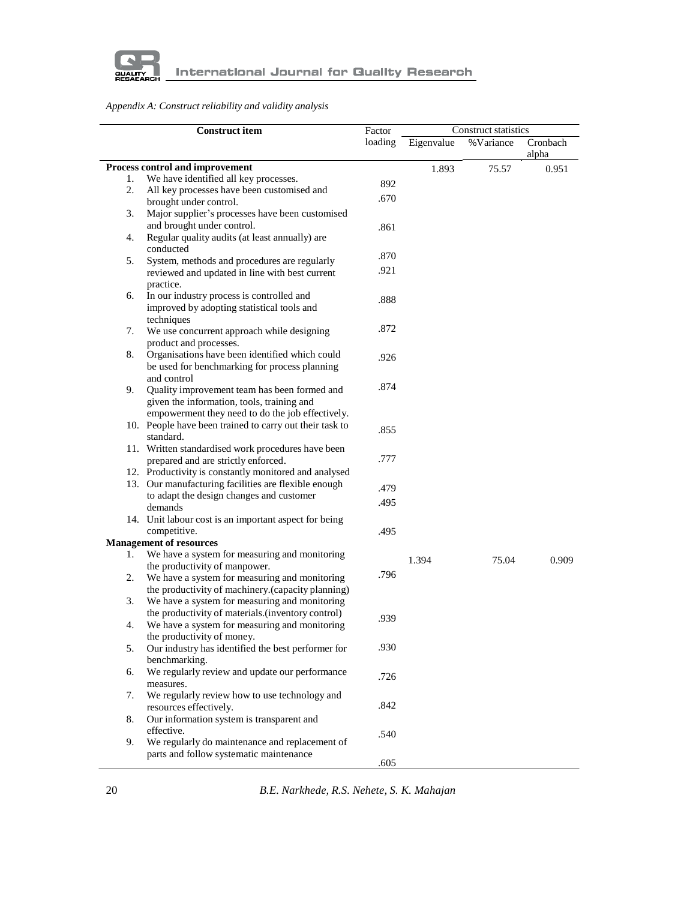*Appendix A: Construct reliability and validity analysis*

| Construct item | Factor loading | Construct statistics | | |
|---|---|---|---|---|
| | | Eigenvalue | %Variance | Cronbach alpha |
| **Process control and improvement** | | 1.893 | 75.57 | 0.951 |
| 1. We have identified all key processes. | 892 | | | |
| 2. All key processes have been customised and brought under control. | .670 | | | |
| 3. Major supplier's processes have been customised and brought under control. | .861 | | | |
| 4. Regular quality audits (at least annually) are conducted | .870 | | | |
| 5. System, methods and procedures are regularly reviewed and updated in line with best current practice. | .921 | | | |
| 6. In our industry process is controlled and improved by adopting statistical tools and techniques | .888 | | | |
| 7. We use concurrent approach while designing product and processes. | .872 | | | |
| 8. Organisations have been identified which could be used for benchmarking for process planning and control | .926 | | | |
| 9. Quality improvement team has been formed and given the information, tools, training and empowerment they need to do the job effectively. | .874 | | | |
| 10. People have been trained to carry out their task to standard. | .855 | | | |
| 11. Written standardised work procedures have been prepared and are strictly enforced. | .777 | | | |
| 12. Productivity is constantly monitored and analysed | .479 | | | |
| 13. Our manufacturing facilities are flexible enough to adapt the design changes and customer demands | .495 | | | |
| 14. Unit labour cost is an important aspect for being competitive. | .495 | | | |
| **Management of resources** | | 1.394 | 75.04 | 0.909 |
| 1. We have a system for measuring and monitoring the productivity of manpower. | .796 | | | |
| 2. We have a system for measuring and monitoring the productivity of machinery.(capacity planning) | .939 | | | |
| 3. We have a system for measuring and monitoring the productivity of materials.(inventory control) | .930 | | | |
| 4. We have a system for measuring and monitoring the productivity of money. | .726 | | | |
| 5. Our industry has identified the best performer for benchmarking. | .842 | | | |
| 6. We regularly review and update our performance measures. | .540 | | | |
| 7. We regularly review how to use technology and resources effectively. | .605 | | | |
| 8. Our information system is transparent and effective. | | | | |
| 9. We regularly do maintenance and replacement of parts and follow systematic maintenance | | | | |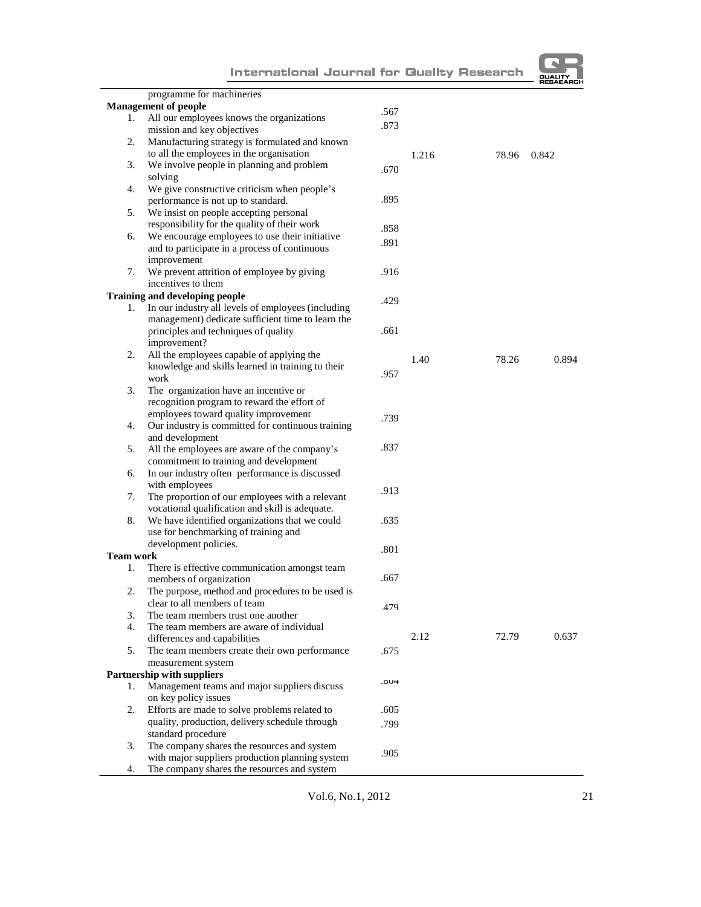| | | | | |
|---|---|---|---|---|
| programme for machineries | | | | |
| **Management of people** | | | | |
| 1. All our employees knows the organizations mission and key objectives | .567 | | | |
| | .873 | | | |
| 2. Manufacturing strategy is formulated and known to all the employees in the organisation | | 1.216 | 78.96 | 0.842 |
| 3. We involve people in planning and problem solving | .670 | | | |
| 4. We give constructive criticism when people's performance is not up to standard. | .895 | | | |
| 5. We insist on people accepting personal responsibility for the quality of their work | .858 | | | |
| 6. We encourage employees to use their initiative and to participate in a process of continuous improvement | .891 | | | |
| 7. We prevent attrition of employee by giving incentives to them | .916 | | | |
| **Training and developing people** | .429 | | | |
| 1. In our industry all levels of employees (including management) dedicate sufficient time to learn the principles and techniques of quality improvement? | .661 | | | |
| 2. All the employees capable of applying the knowledge and skills learned in training to their work | .957 | 1.40 | 78.26 | 0.894 |
| 3. The organization have an incentive or recognition program to reward the effort of employees toward quality improvement | .739 | | | |
| 4. Our industry is committed for continuous training and development | | | | |
| 5. All the employees are aware of the company's commitment to training and development | .837 | | | |
| 6. In our industry often performance is discussed with employees | .913 | | | |
| 7. The proportion of our employees with a relevant vocational qualification and skill is adequate. | | | | |
| 8. We have identified organizations that we could use for benchmarking of training and development policies. | .635 | | | |
| | .801 | | | |
| **Team work** | | | | |
| 1. There is effective communication amongst team members of organization | .667 | | | |
| 2. The purpose, method and procedures to be used is clear to all members of team | .479 | | | |
| 3. The team members trust one another | | | | |
| 4. The team members are aware of individual differences and capabilities | | 2.12 | 72.79 | 0.637 |
| 5. The team members create their own performance measurement system | .675 | | | |
| **Partnership with suppliers** | .604 | | | |
| 1. Management teams and major suppliers discuss on key policy issues | | | | |
| 2. Efforts are made to solve problems related to quality, production, delivery schedule through standard procedure | .605 | | | |
| | .799 | | | |
| 3. The company shares the resources and system with major suppliers production planning system | .905 | | | |
| 4. The company shares the resources and system | | | | |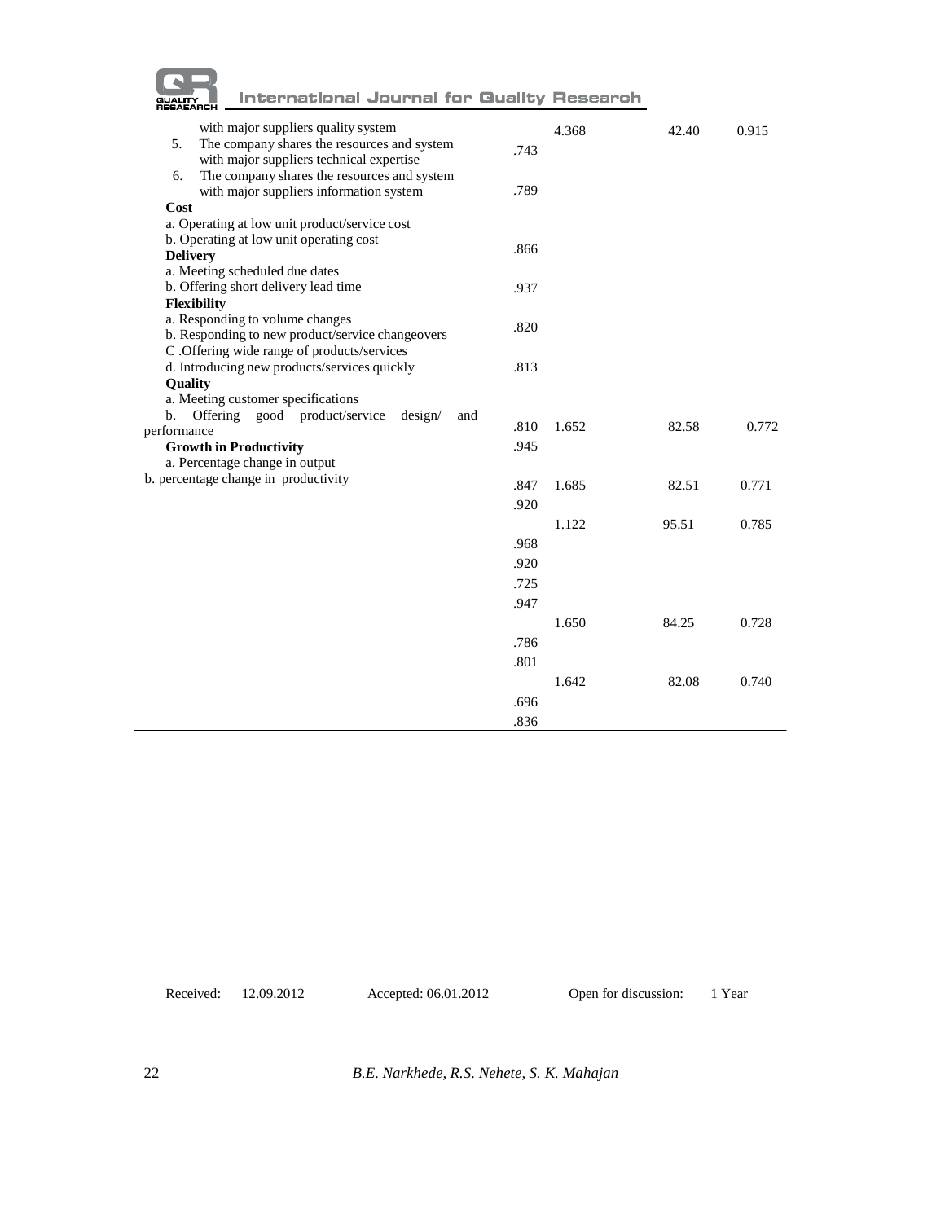| | | | | |
|---|---|---|---|---|
| with major suppliers quality system | | 4.368 | 42.40 | 0.915 |
| 5. The company shares the resources and system with major suppliers technical expertise | .743 | | | |
| 6. The company shares the resources and system with major suppliers information system | .789 | | | |
| **Cost** | | | | |
| a. Operating at low unit product/service cost | | | | |
| b. Operating at low unit operating cost | .866 | | | |
| **Delivery** | | | | |
| a. Meeting scheduled due dates | | | | |
| b. Offering short delivery lead time | .937 | | | |
| **Flexibility** | | | | |
| a. Responding to volume changes | | | | |
| b. Responding to new product/service changeovers | .820 | | | |
| C .Offering wide range of products/services | | | | |
| d. Introducing new products/services quickly | .813 | | | |
| **Quality** | | | | |
| a. Meeting customer specifications | | | | |
| b. Offering good product/service design/ and performance | .810 | 1.652 | 82.58 | 0.772 |
| **Growth in Productivity** | .945 | | | |
| a. Percentage change in output | | | | |
| b. percentage change in productivity | .847 | 1.685 | 82.51 | 0.771 |
| | .920 | | | |
| | | 1.122 | 95.51 | 0.785 |
| | .968 | | | |
| | .920 | | | |
| | .725 | | | |
| | .947 | | | |
| | | 1.650 | 84.25 | 0.728 |
| | .786 | | | |
| | .801 | | | |
| | | 1.642 | 82.08 | 0.740 |
| | .696 | | | |
| | .836 | | | |

Received: 12.09.2012 Accepted: 06.01.2012 Open for discussion: 1 Year